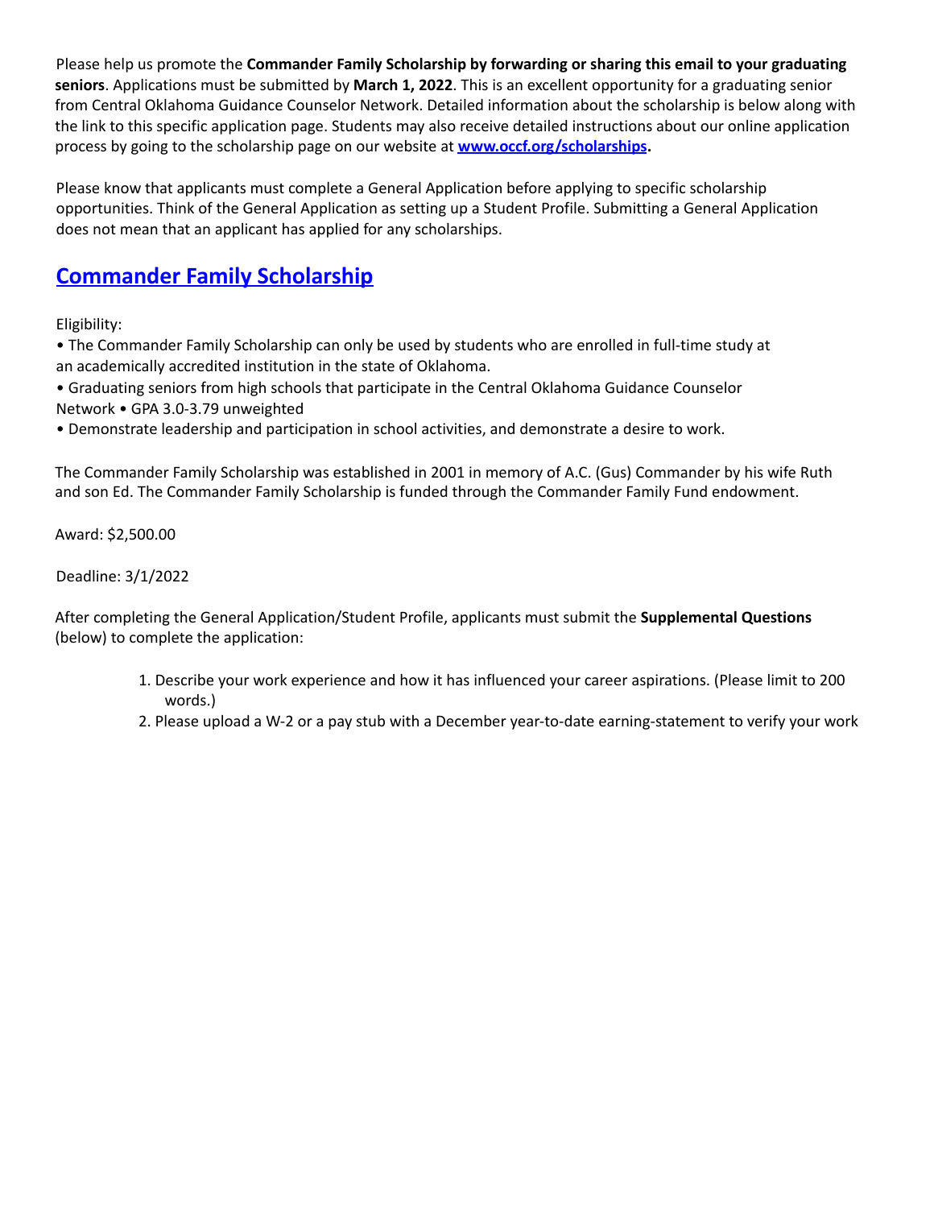Please help us promote the **Commander Family Scholarship by forwarding or sharing this email to your graduating seniors**. Applications must be submitted by **March 1, 2022**. This is an excellent opportunity for a graduating senior from Central Oklahoma Guidance Counselor Network. Detailed information about the scholarship is below along with the link to this specific application page. Students may also receive detailed instructions about our online application process by going to the scholarship page on our website at **[www.occf.org/scholarships](www.occf.org/scholarships).**

Please know that applicants must complete a General Application before applying to specific scholarship opportunities. Think of the General Application as setting up a Student Profile. Submitting a General Application does not mean that an applicant has applied for any scholarships.

## Commander Family Scholarship

Eligibility:

• The Commander Family Scholarship can only be used by students who are enrolled in full-time study at an academically accredited institution in the state of Oklahoma.

• Graduating seniors from high schools that participate in the Central Oklahoma Guidance Counselor Network • GPA 3.0-3.79 unweighted

• Demonstrate leadership and participation in school activities, and demonstrate a desire to work.

The Commander Family Scholarship was established in 2001 in memory of A.C. (Gus) Commander by his wife Ruth and son Ed. The Commander Family Scholarship is funded through the Commander Family Fund endowment.

Award: $2,500.00

Deadline: 3/1/2022

After completing the General Application/Student Profile, applicants must submit the **Supplemental Questions** (below) to complete the application:

1. Describe your work experience and how it has influenced your career aspirations. (Please limit to 200 words.)
2. Please upload a W-2 or a pay stub with a December year-to-date earning-statement to verify your work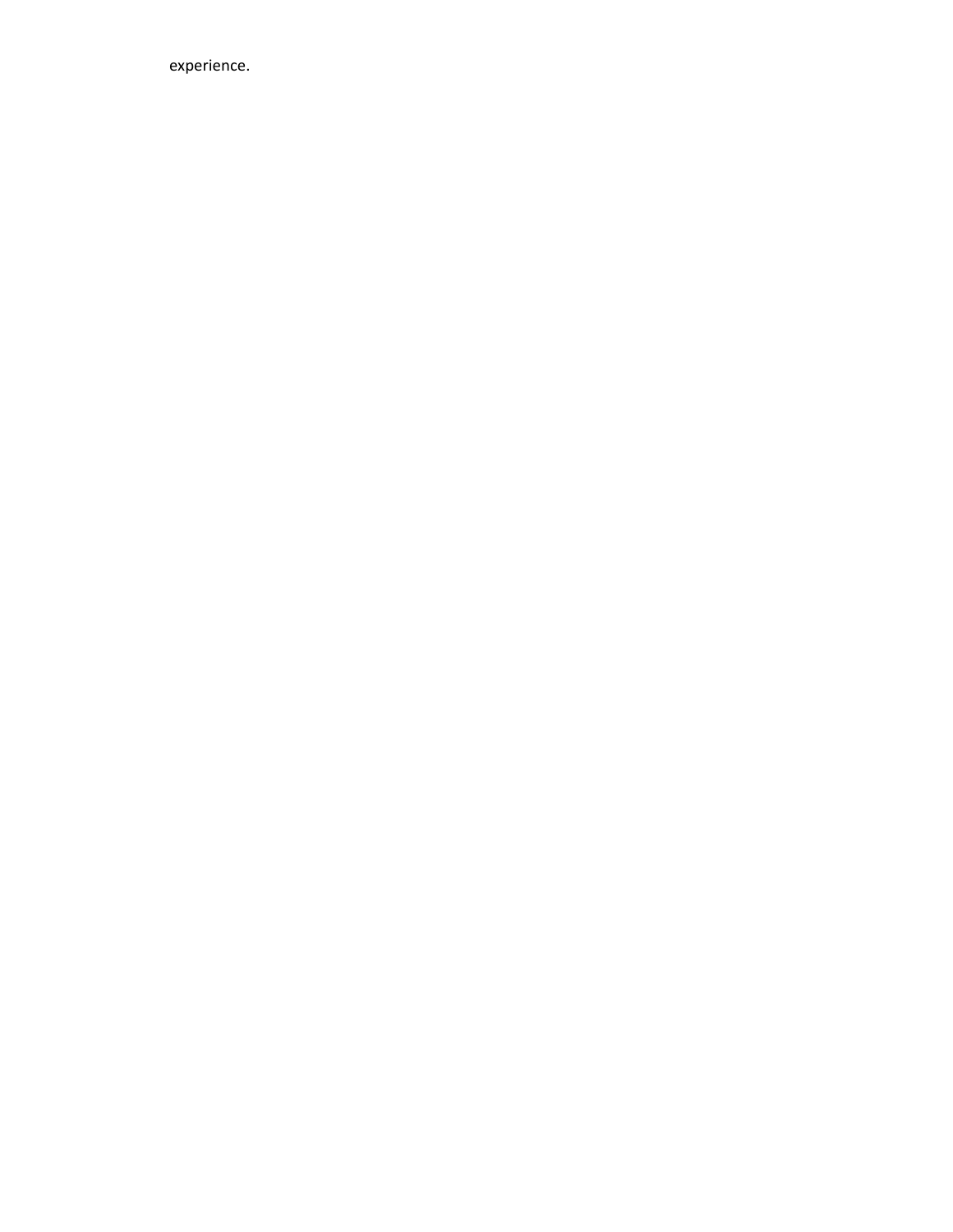experience.